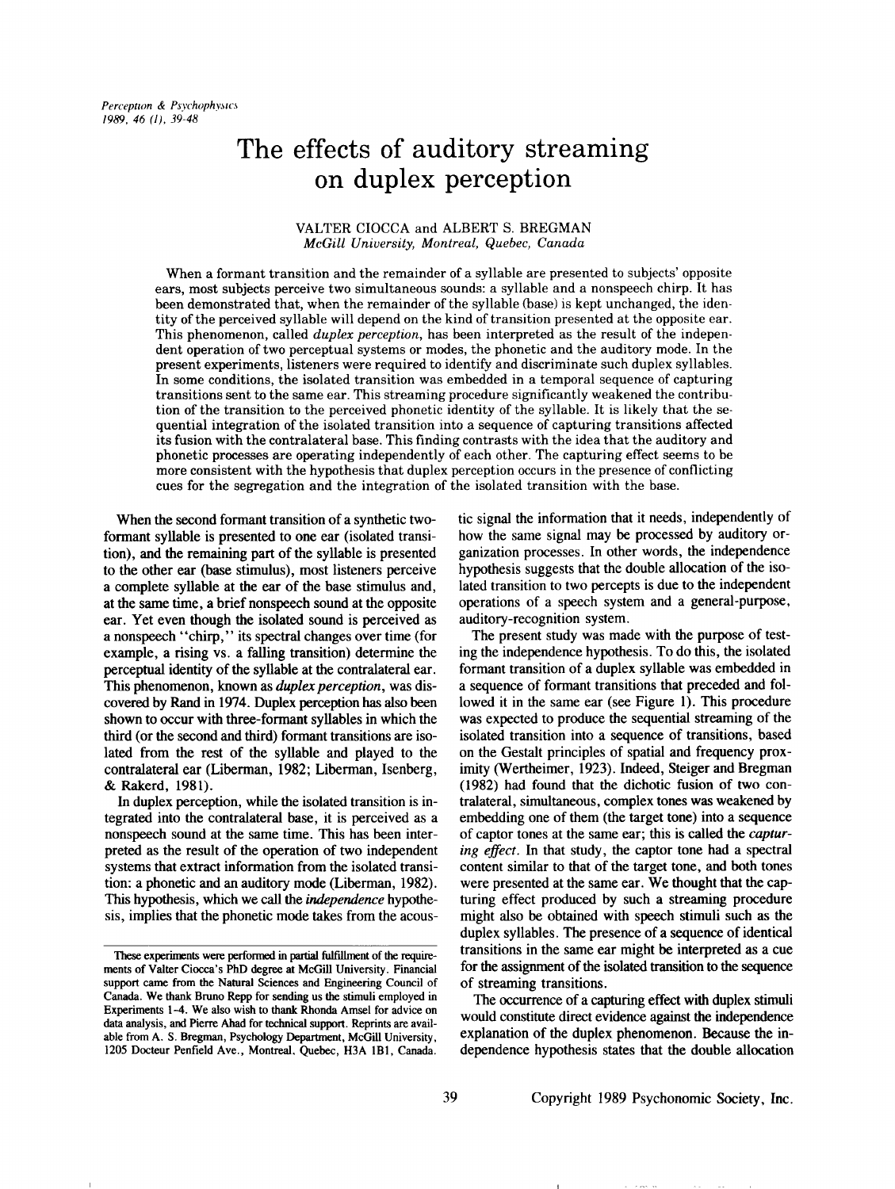# The effects of auditory streaming on duplex perception

VALTER CIOCCA and ALBERT S. BREGMAN
*McGill University, Montreal, Quebec, Canada*

When a formant transition and the remainder of a syllable are presented to subjects' opposite ears, most subjects perceive two simultaneous sounds: a syllable and a nonspeech chirp. It has been demonstrated that, when the remainder of the syllable (base) is kept unchanged, the identity of the perceived syllable will depend on the kind of transition presented at the opposite ear. This phenomenon, called *duplex perception*, has been interpreted as the result of the independent operation of two perceptual systems or modes, the phonetic and the auditory mode. In the present experiments, listeners were required to identify and discriminate such duplex syllables. In some conditions, the isolated transition was embedded in a temporal sequence of capturing transitions sent to the same ear. This streaming procedure significantly weakened the contribution of the transition to the perceived phonetic identity of the syllable. It is likely that the sequential integration of the isolated transition into a sequence of capturing transitions affected its fusion with the contralateral base. This finding contrasts with the idea that the auditory and phonetic processes are operating independently of each other. The capturing effect seems to be more consistent with the hypothesis that duplex perception occurs in the presence of conflicting cues for the segregation and the integration of the isolated transition with the base.

When the second formant transition of a synthetic two-formant syllable is presented to one ear (isolated transition), and the remaining part of the syllable is presented to the other ear (base stimulus), most listeners perceive a complete syllable at the ear of the base stimulus and, at the same time, a brief nonspeech sound at the opposite ear. Yet even though the isolated sound is perceived as a nonspeech "chirp," its spectral changes over time (for example, a rising vs. a falling transition) determine the perceptual identity of the syllable at the contralateral ear. This phenomenon, known as *duplex perception*, was discovered by Rand in 1974. Duplex perception has also been shown to occur with three-formant syllables in which the third (or the second and third) formant transitions are isolated from the rest of the syllable and played to the contralateral ear (Liberman, 1982; Liberman, Isenberg, & Rakerd, 1981).

In duplex perception, while the isolated transition is integrated into the contralateral base, it is perceived as a nonspeech sound at the same time. This has been interpreted as the result of the operation of two independent systems that extract information from the isolated transition: a phonetic and an auditory mode (Liberman, 1982). This hypothesis, which we call the *independence* hypothesis, implies that the phonetic mode takes from the acoustic signal the information that it needs, independently of how the same signal may be processed by auditory organization processes. In other words, the independence hypothesis suggests that the double allocation of the isolated transition to two percepts is due to the independent operations of a speech system and a general-purpose, auditory-recognition system.

The present study was made with the purpose of testing the independence hypothesis. To do this, the isolated formant transition of a duplex syllable was embedded in a sequence of formant transitions that preceded and followed it in the same ear (see Figure 1). This procedure was expected to produce the sequential streaming of the isolated transition into a sequence of transitions, based on the Gestalt principles of spatial and frequency proximity (Wertheimer, 1923). Indeed, Steiger and Bregman (1982) had found that the dichotic fusion of two contralateral, simultaneous, complex tones was weakened by embedding one of them (the target tone) into a sequence of captor tones at the same ear; this is called the *capturing effect*. In that study, the captor tone had a spectral content similar to that of the target tone, and both tones were presented at the same ear. We thought that the capturing effect produced by such a streaming procedure might also be obtained with speech stimuli such as the duplex syllables. The presence of a sequence of identical transitions in the same ear might be interpreted as a cue for the assignment of the isolated transition to the sequence of streaming transitions.

The occurrence of a capturing effect with duplex stimuli would constitute direct evidence against the independence explanation of the duplex phenomenon. Because the independence hypothesis states that the double allocation

These experiments were performed in partial fulfillment of the requirements of Valter Ciocca's PhD degree at McGill University. Financial support came from the Natural Sciences and Engineering Council of Canada. We thank Bruno Repp for sending us the stimuli employed in Experiments 1-4. We also wish to thank Rhonda Amsel for advice on data analysis, and Pierre Ahad for technical support. Reprints are available from A. S. Bregman, Psychology Department, McGill University, 1205 Docteur Penfield Ave., Montreal, Quebec, H3A 1B1, Canada.

Copyright 1989 Psychonomic Society, Inc.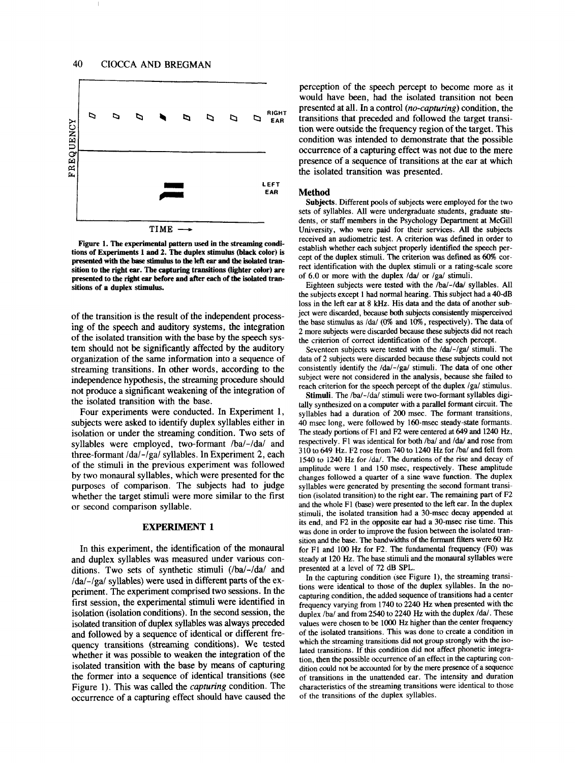Figure 1. The experimental pattern used in the streaming conditions of Experiments 1 and 2. The duplex stimulus (black color) is presented with the base stimulus to the left ear and the isolated transition to the right ear. The capturing transitions (lighter color) are presented to the right ear before and after each of the isolated transitions of a duplex stimulus.

of the transition is the result of the independent processing of the speech and auditory systems, the integration of the isolated transition with the base by the speech system should not be significantly affected by the auditory organization of the same information into a sequence of streaming transitions. In other words, according to the independence hypothesis, the streaming procedure should not produce a significant weakening of the integration of the isolated transition with the base.

Four experiments were conducted. In Experiment 1, subjects were asked to identify duplex syllables either in isolation or under the streaming condition. Two sets of syllables were employed, two-formant /ba/-/da/ and three-formant /da/-/ga/ syllables. In Experiment 2, each of the stimuli in the previous experiment was followed by two monaural syllables, which were presented for the purposes of comparison. The subjects had to judge whether the target stimuli were more similar to the first or second comparison syllable.

## EXPERIMENT 1

In this experiment, the identification of the monaural and duplex syllables was measured under various conditions. Two sets of synthetic stimuli (/ba/-/da/ and /da/-/ga/ syllables) were used in different parts of the experiment. The experiment comprised two sessions. In the first session, the experimental stimuli were identified in isolation (isolation conditions). In the second session, the isolated transition of duplex syllables was always preceded and followed by a sequence of identical or different frequency transitions (streaming conditions). We tested whether it was possible to weaken the integration of the isolated transition with the base by means of capturing the former into a sequence of identical transitions (see Figure 1). This was called the *capturing* condition. The occurrence of a capturing effect should have caused the perception of the speech percept to become more as it would have been, had the isolated transition not been presented at all. In a control (*no-capturing*) condition, the transitions that preceded and followed the target transition were outside the frequency region of the target. This condition was intended to demonstrate that the possible occurrence of a capturing effect was not due to the mere presence of a sequence of transitions at the ear at which the isolated transition was presented.

### Method

**Subjects.** Different pools of subjects were employed for the two sets of syllables. All were undergraduate students, graduate students, or staff members in the Psychology Department at McGill University, who were paid for their services. All the subjects received an audiometric test. A criterion was defined in order to establish whether each subject properly identified the speech percept of the duplex stimuli. The criterion was defined as 60% correct identification with the duplex stimuli or a rating-scale score of 6.0 or more with the duplex /da/ or /ga/ stimuli.

Eighteen subjects were tested with the /ba/-/da/ syllables. All the subjects except 1 had normal hearing. This subject had a 40-dB loss in the left ear at 8 kHz. His data and the data of another subject were discarded, because both subjects consistently misperceived the base stimulus as /da/ (0% and 10%, respectively). The data of 2 more subjects were discarded because these subjects did not reach the criterion of correct identification of the speech percept.

Seventeen subjects were tested with the /da/-/ga/ stimuli. The data of 2 subjects were discarded because these subjects could not consistently identify the /da/-/ga/ stimuli. The data of one other subject were not considered in the analysis, because she failed to reach criterion for the speech percept of the duplex /ga/ stimulus.

**Stimuli.** The /ba/-/da/ stimuli were two-formant syllables digitally synthesized on a computer with a parallel formant circuit. The syllables had a duration of 200 msec. The formant transitions, 40 msec long, were followed by 160-msec steady-state formants. The steady portions of F1 and F2 were centered at 649 and 1240 Hz, respectively. F1 was identical for both /ba/ and /da/ and rose from 310 to 649 Hz. F2 rose from 740 to 1240 Hz for /ba/ and fell from 1540 to 1240 Hz for /da/. The durations of the rise and decay of amplitude were 1 and 150 msec, respectively. These amplitude changes followed a quarter of a sine wave function. The duplex syllables were generated by presenting the second formant transition (isolated transition) to the right ear. The remaining part of F2 and the whole F1 (base) were presented to the left ear. In the duplex stimuli, the isolated transition had a 30-msec decay appended at its end, and F2 in the opposite ear had a 30-msec rise time. This was done in order to improve the fusion between the isolated transition and the base. The bandwidths of the formant filters were 60 Hz for F1 and 100 Hz for F2. The fundamental frequency (F0) was steady at 120 Hz. The base stimuli and the monaural syllables were presented at a level of 72 dB SPL.

In the capturing condition (see Figure 1), the streaming transitions were identical to those of the duplex syllables. In the no-capturing condition, the added sequence of transitions had a center frequency varying from 1740 to 2240 Hz when presented with the duplex /ba/ and from 2540 to 2240 Hz with the duplex /da/. These values were chosen to be 1000 Hz higher than the center frequency of the isolated transitions. This was done to create a condition in which the streaming transitions did not group strongly with the isolated transitions. If this condition did not affect phonetic integration, then the possible occurrence of an effect in the capturing condition could not be accounted for by the mere presence of a sequence of transitions in the unattended ear. The intensity and duration characteristics of the streaming transitions were identical to those of the transitions of the duplex syllables.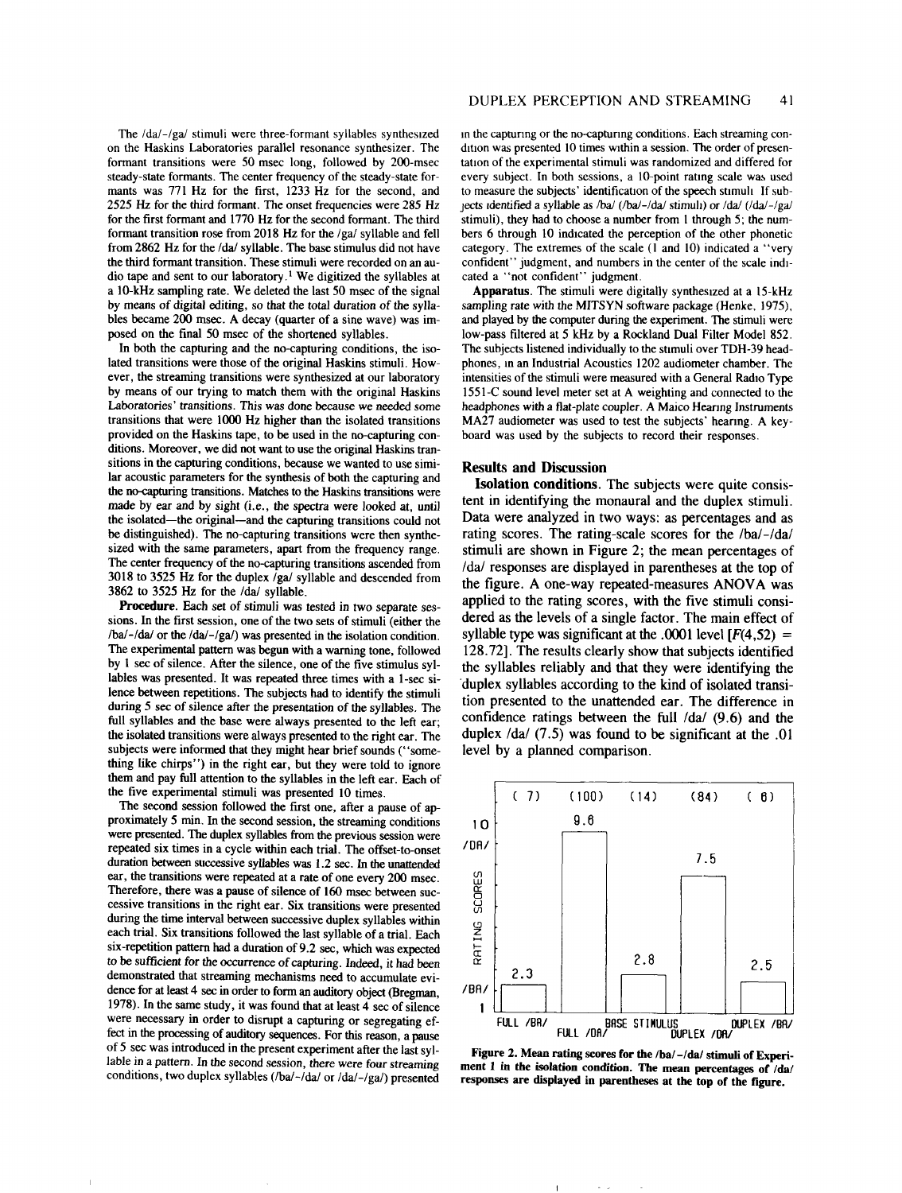The /da/–/ga/ stimuli were three-formant syllables synthesized on the Haskins Laboratories parallel resonance synthesizer. The formant transitions were 50 msec long, followed by 200-msec steady-state formants. The center frequency of the steady-state formants was 771 Hz for the first, 1233 Hz for the second, and 2525 Hz for the third formant. The onset frequencies were 285 Hz for the first formant and 1770 Hz for the second formant. The third formant transition rose from 2018 Hz for the /ga/ syllable and fell from 2862 Hz for the /da/ syllable. The base stimulus did not have the third formant transition. These stimuli were recorded on an audio tape and sent to our laboratory.[1] We digitized the syllables at a 10-kHz sampling rate. We deleted the last 50 msec of the signal by means of digital editing, so that the total duration of the syllables became 200 msec. A decay (quarter of a sine wave) was imposed on the final 50 msec of the shortened syllables.

In both the capturing and the no-capturing conditions, the isolated transitions were those of the original Haskins stimuli. However, the streaming transitions were synthesized at our laboratory by means of our trying to match them with the original Haskins Laboratories' transitions. This was done because we needed some transitions that were 1000 Hz higher than the isolated transitions provided on the Haskins tape, to be used in the no-capturing conditions. Moreover, we did not want to use the original Haskins transitions in the capturing conditions, because we wanted to use similar acoustic parameters for the synthesis of both the capturing and the no-capturing transitions. Matches to the Haskins transitions were made by ear and by sight (i.e., the spectra were looked at, until the isolated—the original—and the capturing transitions could not be distinguished). The no-capturing transitions were then synthesized with the same parameters, apart from the frequency range. The center frequency of the no-capturing transitions ascended from 3018 to 3525 Hz for the duplex /ga/ syllable and descended from 3862 to 3525 Hz for the /da/ syllable.

**Procedure.** Each set of stimuli was tested in two separate sessions. In the first session, one of the two sets of stimuli (either the /ba/–/da/ or the /da/–/ga/) was presented in the isolation condition. The experimental pattern was begun with a warning tone, followed by 1 sec of silence. After the silence, one of the five stimulus syllables was presented. It was repeated three times with a 1-sec silence between repetitions. The subjects had to identify the stimuli during 5 sec of silence after the presentation of the syllables. The full syllables and the base were always presented to the left ear; the isolated transitions were always presented to the right ear. The subjects were informed that they might hear brief sounds ("something like chirps") in the right ear, but they were told to ignore them and pay full attention to the syllables in the left ear. Each of the five experimental stimuli was presented 10 times.

The second session followed the first one, after a pause of approximately 5 min. In the second session, the streaming conditions were presented. The duplex syllables from the previous session were repeated six times in a cycle within each trial. The offset-to-onset duration between successive syllables was 1.2 sec. In the unattended ear, the transitions were repeated at a rate of one every 200 msec. Therefore, there was a pause of silence of 160 msec between successive transitions in the right ear. Six transitions were presented during the time interval between successive duplex syllables within each trial. Six transitions followed the last syllable of a trial. Each six-repetition pattern had a duration of 9.2 sec, which was expected to be sufficient for the occurrence of capturing. Indeed, it had been demonstrated that streaming mechanisms need to accumulate evidence for at least 4 sec in order to form an auditory object (Bregman, 1978). In the same study, it was found that at least 4 sec of silence were necessary in order to disrupt a capturing or segregating effect in the processing of auditory sequences. For this reason, a pause of 5 sec was introduced in the present experiment after the last syllable in a pattern. In the second session, there were four streaming conditions, two duplex syllables (/ba/–/da/ or /da/–/ga/) presented in the capturing or the no-capturing conditions. Each streaming condition was presented 10 times within a session. The order of presentation of the experimental stimuli was randomized and differed for every subject. In both sessions, a 10-point rating scale was used to measure the subjects' identification of the speech stimuli. If subjects identified a syllable as /ba/ (/ba/–/da/ stimuli) or /da/ (/da/–/ga/ stimuli), they had to choose a number from 1 through 5; the numbers 6 through 10 indicated the perception of the other phonetic category. The extremes of the scale (1 and 10) indicated a "very confident" judgment, and numbers in the center of the scale indicated a "not confident" judgment.

**Apparatus.** The stimuli were digitally synthesized at a 15-kHz sampling rate with the MITSYN software package (Henke, 1975), and played by the computer during the experiment. The stimuli were low-pass filtered at 5 kHz by a Rockland Dual Filter Model 852. The subjects listened individually to the stimuli over TDH-39 headphones, in an Industrial Acoustics 1202 audiometer chamber. The intensities of the stimuli were measured with a General Radio Type 1551-C sound level meter set at A weighting and connected to the headphones with a flat-plate coupler. A Maico Hearing Instruments MA27 audiometer was used to test the subjects' hearing. A keyboard was used by the subjects to record their responses.

## Results and Discussion

**Isolation conditions.** The subjects were quite consistent in identifying the monaural and the duplex stimuli. Data were analyzed in two ways: as percentages and as rating scores. The rating-scale scores for the /ba/–/da/ stimuli are shown in Figure 2; the mean percentages of /da/ responses are displayed in parentheses at the top of the figure. A one-way repeated-measures ANOVA was applied to the rating scores, with the five stimuli considered as the levels of a single factor. The main effect of syllable type was significant at the .0001 level [$F(4,52) = 128.72$]. The results clearly show that subjects identified the syllables reliably and that they were identifying the duplex syllables according to the kind of isolated transition presented to the unattended ear. The difference in confidence ratings between the full /da/ (9.6) and the duplex /da/ (7.5) was found to be significant at the .01 level by a planned comparison.

| | FULL /BA/ | FULL /DA/ | BASE STIMULUS | DUPLEX /DA/ | DUPLEX /BA/ |
|---|---|---|---|---|---|
| % /da/ responses | (7) | (100) | (14) | (84) | (6) |
| Rating score | 2.3 | 9.6 | 2.8 | 7.5 | 2.5 |

**Figure 2. Mean rating scores for the /ba/–/da/ stimuli of Experiment 1 in the isolation condition. The mean percentages of /da/ responses are displayed in parentheses at the top of the figure.**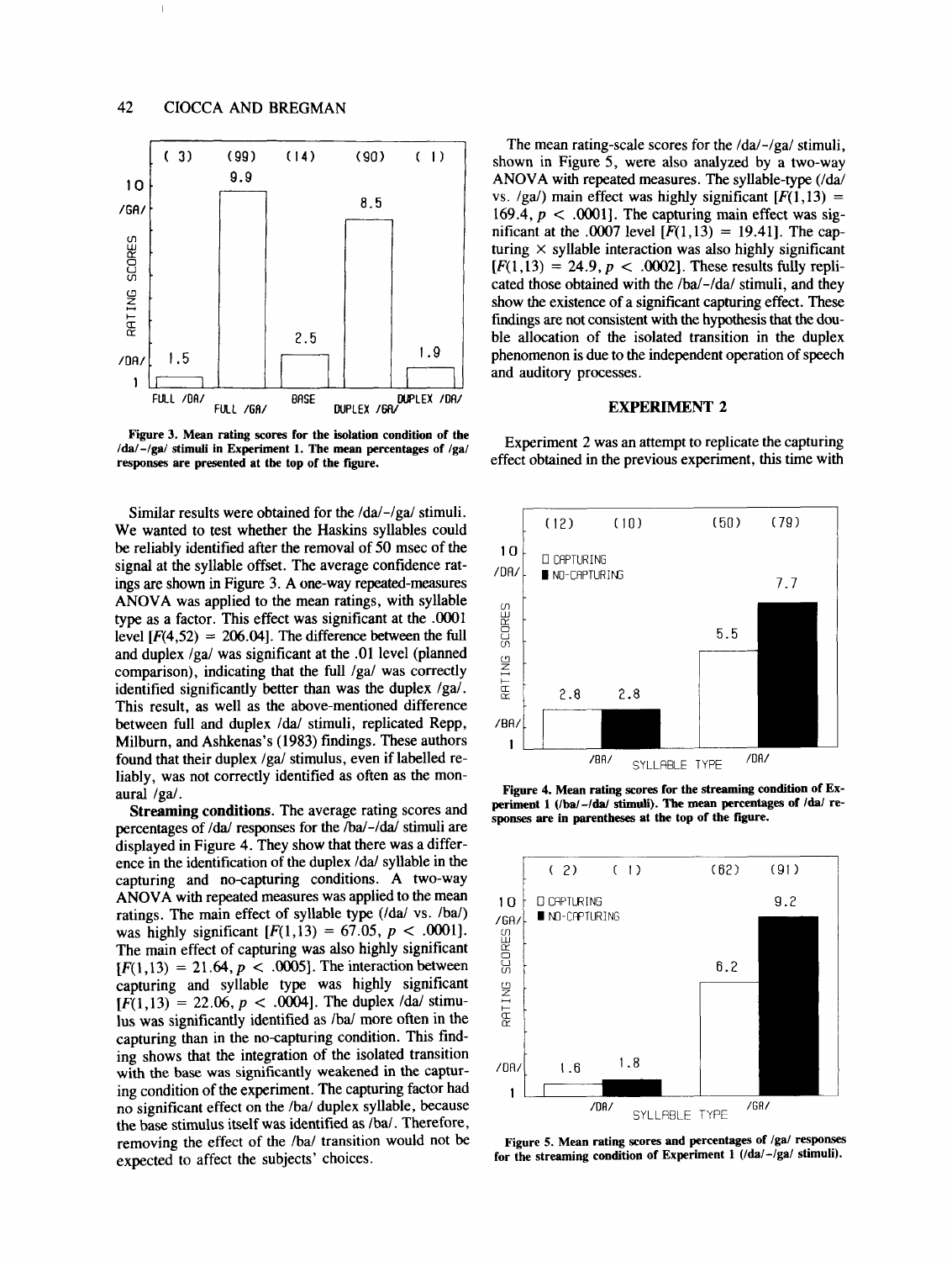Figure 3. Mean rating scores for the isolation condition of the /da/–/ga/ stimuli in Experiment 1. The mean percentages of /ga/ responses are presented at the top of the figure.

Similar results were obtained for the /da/–/ga/ stimuli. We wanted to test whether the Haskins syllables could be reliably identified after the removal of 50 msec of the signal at the syllable offset. The average confidence ratings are shown in Figure 3. A one-way repeated-measures ANOVA was applied to the mean ratings, with syllable type as a factor. This effect was significant at the .0001 level [$F(4,52) = 206.04$]. The difference between the full and duplex /ga/ was significant at the .01 level (planned comparison), indicating that the full /ga/ was correctly identified significantly better than was the duplex /ga/. This result, as well as the above-mentioned difference between full and duplex /da/ stimuli, replicated Repp, Milburn, and Ashkenas's (1983) findings. These authors found that their duplex /ga/ stimulus, even if labelled reliably, was not correctly identified as often as the monaural /ga/.

**Streaming conditions.** The average rating scores and percentages of /da/ responses for the /ba/–/da/ stimuli are displayed in Figure 4. They show that there was a difference in the identification of the duplex /da/ syllable in the capturing and no-capturing conditions. A two-way ANOVA with repeated measures was applied to the mean ratings. The main effect of syllable type (/da/ vs. /ba/) was highly significant [$F(1,13) = 67.05$, $p < .0001$]. The main effect of capturing was also highly significant [$F(1,13) = 21.64$, $p < .0005$]. The interaction between capturing and syllable type was highly significant [$F(1,13) = 22.06$, $p < .0004$]. The duplex /da/ stimulus was significantly identified as /ba/ more often in the capturing than in the no-capturing condition. This finding shows that the integration of the isolated transition with the base was significantly weakened in the capturing condition of the experiment. The capturing factor had no significant effect on the /ba/ duplex syllable, because the base stimulus itself was identified as /ba/. Therefore, removing the effect of the /ba/ transition would not be expected to affect the subjects' choices.

The mean rating-scale scores for the /da/–/ga/ stimuli, shown in Figure 5, were also analyzed by a two-way ANOVA with repeated measures. The syllable-type (/da/ vs. /ga/) main effect was highly significant [$F(1,13) = 169.4$, $p < .0001$]. The capturing main effect was significant at the .0007 level [$F(1,13) = 19.41$]. The capturing × syllable interaction was also highly significant [$F(1,13) = 24.9$, $p < .0002$]. These results fully replicated those obtained with the /ba/–/da/ stimuli, and they show the existence of a significant capturing effect. These findings are not consistent with the hypothesis that the double allocation of the isolated transition in the duplex phenomenon is due to the independent operation of speech and auditory processes.

## EXPERIMENT 2

Experiment 2 was an attempt to replicate the capturing effect obtained in the previous experiment, this time with

Figure 4. Mean rating scores for the streaming condition of Experiment 1 (/ba/–/da/ stimuli). The mean percentages of /da/ responses are in parentheses at the top of the figure.

Figure 5. Mean rating scores and percentages of /ga/ responses for the streaming condition of Experiment 1 (/da/–/ga/ stimuli).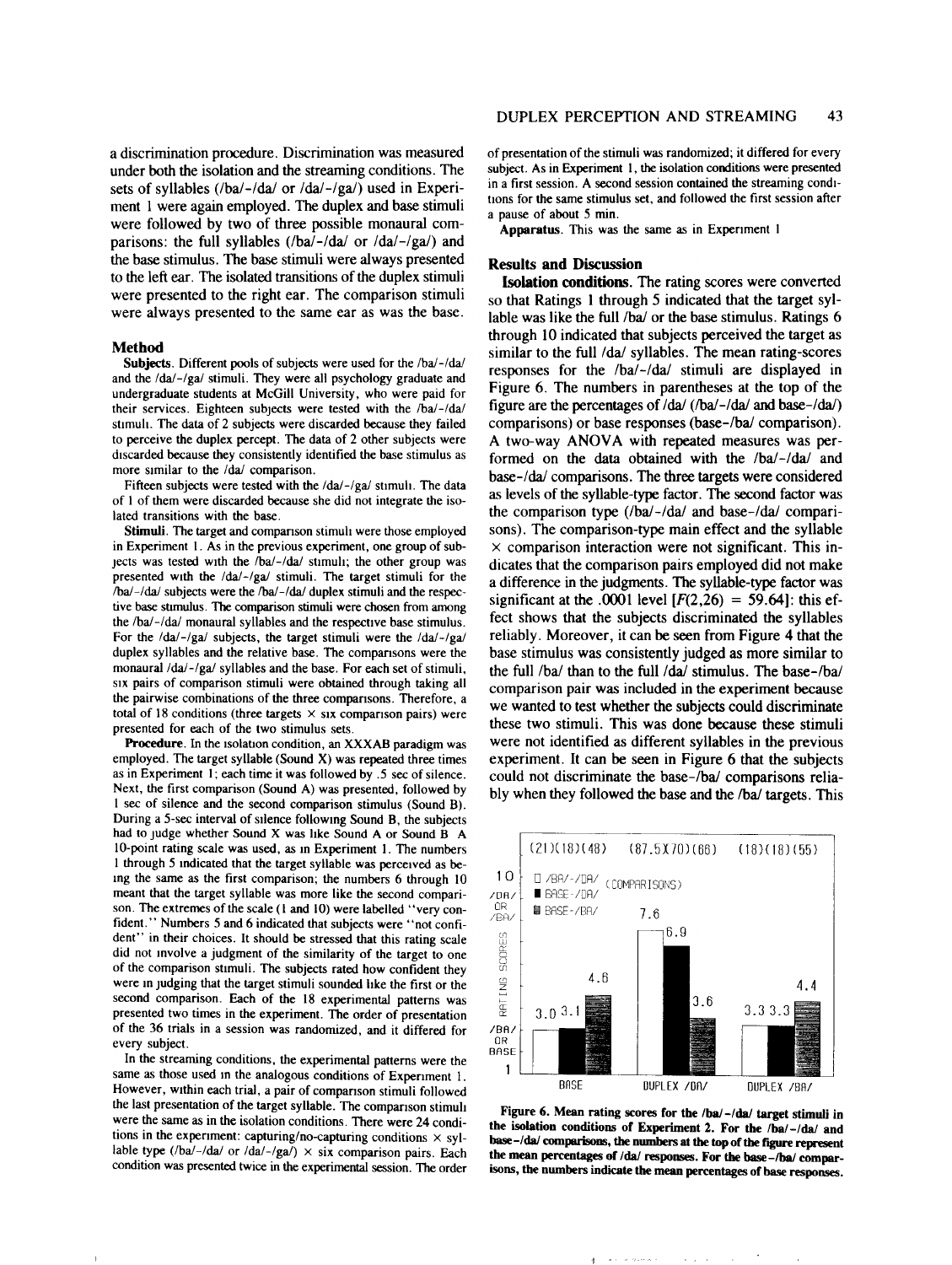a discrimination procedure. Discrimination was measured under both the isolation and the streaming conditions. The sets of syllables (/ba/-/da/ or /da/-/ga/) used in Experiment 1 were again employed. The duplex and base stimuli were followed by two of three possible monaural comparisons: the full syllables (/ba/-/da/ or /da/-/ga/) and the base stimulus. The base stimuli were always presented to the left ear. The isolated transitions of the duplex stimuli were presented to the right ear. The comparison stimuli were always presented to the same ear as was the base.

## Method

**Subjects.** Different pools of subjects were used for the /ba/-/da/ and the /da/-/ga/ stimuli. They were all psychology graduate and undergraduate students at McGill University, who were paid for their services. Eighteen subjects were tested with the /ba/-/da/ stimuli. The data of 2 subjects were discarded because they failed to perceive the duplex percept. The data of 2 other subjects were discarded because they consistently identified the base stimulus as more similar to the /da/ comparison.

Fifteen subjects were tested with the /da/-/ga/ stimuli. The data of 1 of them were discarded because she did not integrate the isolated transitions with the base.

**Stimuli.** The target and comparison stimuli were those employed in Experiment 1. As in the previous experiment, one group of subjects was tested with the /ba/-/da/ stimuli; the other group was presented with the /da/-/ga/ stimuli. The target stimuli for the /ba/-/da/ subjects were the /ba/-/da/ duplex stimuli and the respective base stimulus. The comparison stimuli were chosen from among the /ba/-/da/ monaural syllables and the respective base stimulus. For the /da/-/ga/ subjects, the target stimuli were the /da/-/ga/ duplex syllables and the relative base. The comparisons were the monaural /da/-/ga/ syllables and the base. For each set of stimuli, six pairs of comparison stimuli were obtained through taking all the pairwise combinations of the three comparisons. Therefore, a total of 18 conditions (three targets × six comparison pairs) were presented for each of the two stimulus sets.

**Procedure.** In the isolation condition, an XXXAB paradigm was employed. The target syllable (Sound X) was repeated three times as in Experiment 1; each time it was followed by .5 sec of silence. Next, the first comparison (Sound A) was presented, followed by 1 sec of silence and the second comparison stimulus (Sound B). During a 5-sec interval of silence following Sound B, the subjects had to judge whether Sound X was like Sound A or Sound B. A 10-point rating scale was used, as in Experiment 1. The numbers 1 through 5 indicated that the target syllable was perceived as being the same as the first comparison; the numbers 6 through 10 meant that the target syllable was more like the second comparison. The extremes of the scale (1 and 10) were labelled "very confident." Numbers 5 and 6 indicated that subjects were "not confident" in their choices. It should be stressed that this rating scale did not involve a judgment of the similarity of the target to one of the comparison stimuli. The subjects rated how confident they were in judging that the target stimuli sounded like the first or the second comparison. Each of the 18 experimental patterns was presented two times in the experiment. The order of presentation of the 36 trials in a session was randomized, and it differed for every subject.

In the streaming conditions, the experimental patterns were the same as those used in the analogous conditions of Experiment 1. However, within each trial, a pair of comparison stimuli followed the last presentation of the target syllable. The comparison stimuli were the same as in the isolation conditions. There were 24 conditions in the experiment: capturing/no-capturing conditions × syllable type (/ba/-/da/ or /da/-/ga/) × six comparison pairs. Each condition was presented twice in the experimental session. The order of presentation of the stimuli was randomized; it differed for every subject. As in Experiment 1, the isolation conditions were presented in a first session. A second session contained the streaming conditions for the same stimulus set, and followed the first session after a pause of about 5 min.

**Apparatus.** This was the same as in Experiment 1

## Results and Discussion

**Isolation conditions.** The rating scores were converted so that Ratings 1 through 5 indicated that the target syllable was like the full /ba/ or the base stimulus. Ratings 6 through 10 indicated that subjects perceived the target as similar to the full /da/ syllables. The mean rating-scores responses for the /ba/-/da/ stimuli are displayed in Figure 6. The numbers in parentheses at the top of the figure are the percentages of /da/ (/ba/-/da/ and base-/da/) comparisons) or base responses (base-/ba/ comparison). A two-way ANOVA with repeated measures was performed on the data obtained with the /ba/-/da/ and base-/da/ comparisons. The three targets were considered as levels of the syllable-type factor. The second factor was the comparison type (/ba/-/da/ and base-/da/ comparisons). The comparison-type main effect and the syllable × comparison interaction were not significant. This indicates that the comparison pairs employed did not make a difference in the judgments. The syllable-type factor was significant at the .0001 level [$F(2,26) = 59.64$]: this effect shows that the subjects discriminated the syllables reliably. Moreover, it can be seen from Figure 4 that the base stimulus was consistently judged as more similar to the full /ba/ than to the full /da/ stimulus. The base-/ba/ comparison pair was included in the experiment because we wanted to test whether the subjects could discriminate these two stimuli. This was done because these stimuli were not identified as different syllables in the previous experiment. It can be seen in Figure 6 that the subjects could not discriminate the base-/ba/ comparisons reliably when they followed the base and the /ba/ targets. This

**Figure 6. Mean rating scores for the /ba/-/da/ target stimuli in the isolation conditions of Experiment 2. For the /ba/-/da/ and base-/da/ comparisons, the numbers at the top of the figure represent the mean percentages of /da/ responses. For the base-/ba/ comparisons, the numbers indicate the mean percentages of base responses.**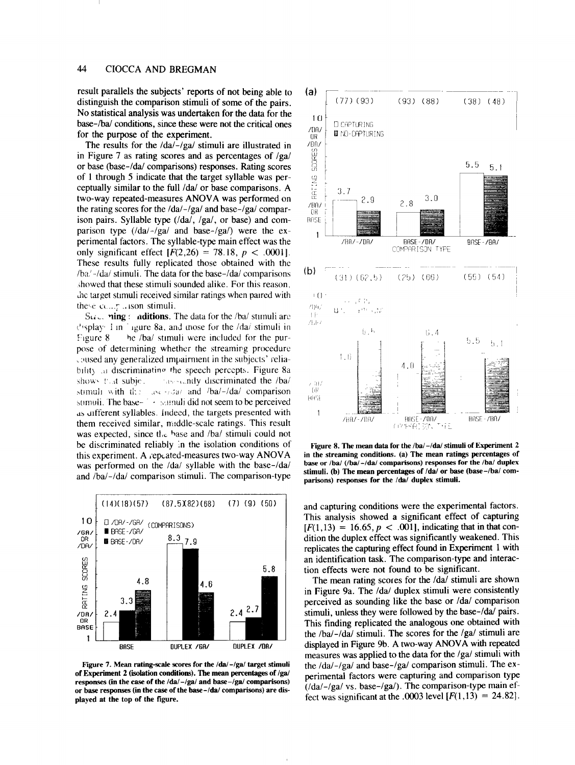result parallels the subjects' reports of not being able to distinguish the comparison stimuli of some of the pairs. No statistical analysis was undertaken for the data for the base-/ba/ conditions, since these were not the critical ones for the purpose of the experiment.

The results for the /da/-/ga/ stimuli are illustrated in in Figure 7 as rating scores and as percentages of /ga/ or base (base-/da/ comparisons) responses. Rating scores of 1 through 5 indicate that the target syllable was perceptually similar to the full /da/ or base comparisons. A two-way repeated-measures ANOVA was performed on the rating scores for the /da/-/ga/ and base-/ga/ comparison pairs. Syllable type (/da/, /ga/, or base) and comparison type (/da/-/ga/ and base-/ga/) were the experimental factors. The syllable-type main effect was the only significant effect [$F(2,26) = 78.18$, $p < .0001$]. These results fully replicated those obtained with the /ba/-/da/ stimuli. The data for the base-/da/ comparisons showed that these stimuli sounded alike. For this reason, the target stimuli received similar ratings when paired with these comparison stimuli.

**Streaming conditions.** The data for the /ba/ stimuli are displayed in Figure 8a, and those for the /da/ stimuli in Figure 8b. The /ba/ stimuli were included for the purpose of determining whether the streaming procedure caused any generalized impairment in the subjects' reliability in discriminating the speech percepts. Figure 8a shows that subjects consistently discriminated the /ba/ stimuli with the base-/da/ and /ba/-/da/ comparison stimuli. The base-/ba/ stimuli did not seem to be perceived as different syllables. Indeed, the targets presented with them received similar, middle-scale ratings. This result was expected, since the base and /ba/ stimuli could not be discriminated reliably in the isolation conditions of this experiment. A repeated-measures two-way ANOVA was performed on the /da/ syllable with the base-/da/ and /ba/-/da/ comparison stimuli. The comparison-type and capturing conditions were the experimental factors. This analysis showed a significant effect of capturing [$F(1,13) = 16.65$, $p < .001$], indicating that in that condition the duplex effect was significantly weakened. This replicates the capturing effect found in Experiment 1 with an identification task. The comparison-type and interaction effects were not found to be significant.

The mean rating scores for the /da/ stimuli are shown in Figure 9a. The /da/ duplex stimuli were consistently perceived as sounding like the base or /da/ comparison stimuli, unless they were followed by the base-/da/ pairs. This finding replicated the analogous one obtained with the /ba/-/da/ stimuli. The scores for the /ga/ stimuli are displayed in Figure 9b. A two-way ANOVA with repeated measures was applied to the data for the /ga/ stimuli with the /da/-/ga/ and base-/ga/ comparison stimuli. The experimental factors were capturing and comparison type (/da/-/ga/ vs. base-/ga/). The comparison-type main effect was significant at the .0003 level [$F(1,13) = 24.82$].

**Figure 7. Mean rating-scale scores for the /da/-/ga/ target stimuli of Experiment 2 (isolation conditions). The mean percentages of /ga/ responses (in the case of the /da/-/ga/ and base-/ga/ comparisons) or base responses (in the case of the base-/da/ comparisons) are displayed at the top of the figure.**

**Figure 8. The mean data for the /ba/-/da/ stimuli of Experiment 2 in the streaming conditions. (a) The mean ratings percentages of base or /ba/ (/ba/-/da/ comparisons) responses for the /ba/ duplex stimuli. (b) The mean percentages of /da/ or base (base-/ba/ comparisons) responses for the /da/ duplex stimuli.**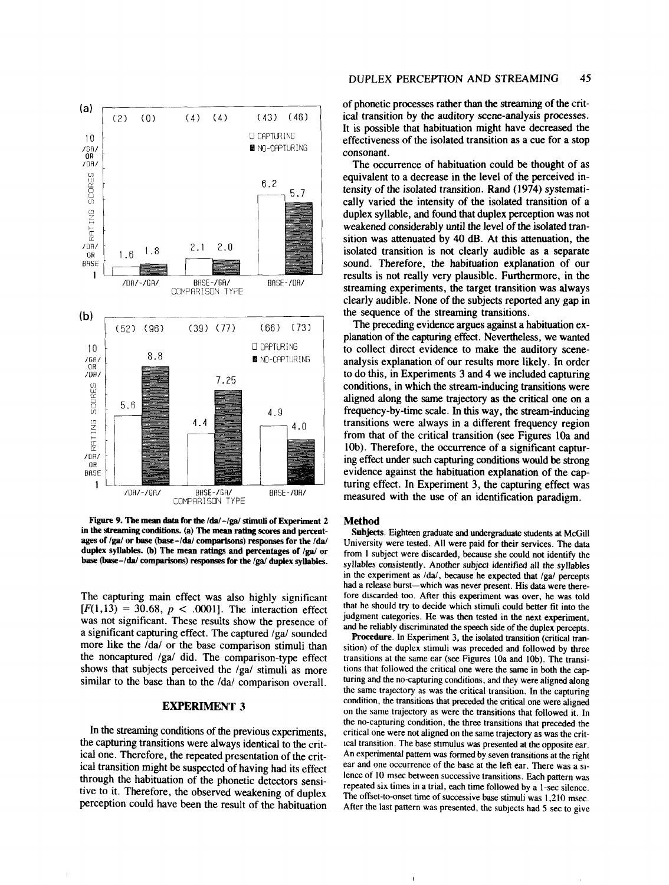Figure 9. The mean data for the /da/–/ga/ stimuli of Experiment 2 in the streaming conditions. (a) The mean rating scores and percentages of /ga/ or base (base–/da/ comparisons) responses for the /da/ duplex syllables. (b) The mean ratings and percentages of /ga/ or base (base–/da/ comparisons) responses for the /ga/ duplex syllables.

The capturing main effect was also highly significant [$F(1,13) = 30.68$, $p < .0001$]. The interaction effect was not significant. These results show the presence of a significant capturing effect. The captured /ga/ sounded more like the /da/ or the base comparison stimuli than the noncaptured /ga/ did. The comparison-type effect shows that subjects perceived the /ga/ stimuli as more similar to the base than to the /da/ comparison overall.

## EXPERIMENT 3

In the streaming conditions of the previous experiments, the capturing transitions were always identical to the critical one. Therefore, the repeated presentation of the critical transition might be suspected of having had its effect through the habituation of the phonetic detectors sensitive to it. Therefore, the observed weakening of duplex perception could have been the result of the habituation of phonetic processes rather than the streaming of the critical transition by the auditory scene-analysis processes. It is possible that habituation might have decreased the effectiveness of the isolated transition as a cue for a stop consonant.

The occurrence of habituation could be thought of as equivalent to a decrease in the level of the perceived intensity of the isolated transition. Rand (1974) systematically varied the intensity of the isolated transition of a duplex syllable, and found that duplex perception was not weakened considerably until the level of the isolated transition was attenuated by 40 dB. At this attenuation, the isolated transition is not clearly audible as a separate sound. Therefore, the habituation explanation of our results is not really very plausible. Furthermore, in the streaming experiments, the target transition was always clearly audible. None of the subjects reported any gap in the sequence of the streaming transitions.

The preceding evidence argues against a habituation explanation of the capturing effect. Nevertheless, we wanted to collect direct evidence to make the auditory scene-analysis explanation of our results more likely. In order to do this, in Experiments 3 and 4 we included capturing conditions, in which the stream-inducing transitions were aligned along the same trajectory as the critical one on a frequency-by-time scale. In this way, the stream-inducing transitions were always in a different frequency region from that of the critical transition (see Figures 10a and 10b). Therefore, the occurrence of a significant capturing effect under such capturing conditions would be strong evidence against the habituation explanation of the capturing effect. In Experiment 3, the capturing effect was measured with the use of an identification paradigm.

### Method

**Subjects**. Eighteen graduate and undergraduate students at McGill University were tested. All were paid for their services. The data from 1 subject were discarded, because she could not identify the syllables consistently. Another subject identified all the syllables in the experiment as /da/, because he expected that /ga/ percepts had a release burst—which was never present. His data were therefore discarded too. After this experiment was over, he was told that he should try to decide which stimuli could better fit into the judgment categories. He was then tested in the next experiment, and he reliably discriminated the speech side of the duplex percepts.

**Procedure**. In Experiment 3, the isolated transition (critical transition) of the duplex stimuli was preceded and followed by three transitions at the same ear (see Figures 10a and 10b). The transitions that followed the critical one were the same in both the capturing and the no-capturing conditions, and they were aligned along the same trajectory as was the critical transition. In the capturing condition, the transitions that preceded the critical one were aligned on the same trajectory as were the transitions that followed it. In the no-capturing condition, the three transitions that preceded the critical one were not aligned on the same trajectory as was the critical transition. The base stimulus was presented at the opposite ear. An experimental pattern was formed by seven transitions at the right ear and one occurrence of the base at the left ear. There was a silence of 10 msec between successive transitions. Each pattern was repeated six times in a trial, each time followed by a 1-sec silence. The offset-to-onset time of successive base stimuli was 1,210 msec. After the last pattern was presented, the subjects had 5 sec to give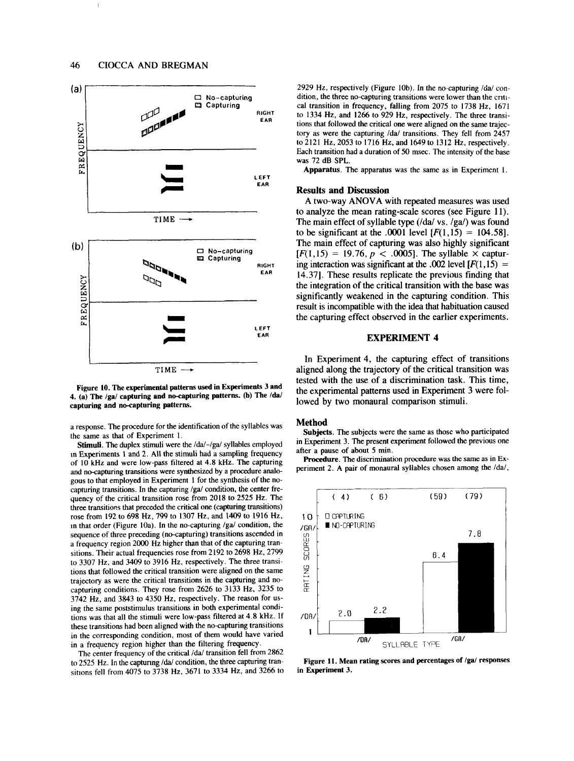Figure 10. The experimental patterns used in Experiments 3 and 4. (a) The /ga/ capturing and no-capturing patterns. (b) The /da/ capturing and no-capturing patterns.

a response. The procedure for the identification of the syllables was the same as that of Experiment 1.

**Stimuli.** The duplex stimuli were the /da/-/ga/ syllables employed in Experiments 1 and 2. All the stimuli had a sampling frequency of 10 kHz and were low-pass filtered at 4.8 kHz. The capturing and no-capturing transitions were synthesized by a procedure analogous to that employed in Experiment 1 for the synthesis of the no-capturing transitions. In the capturing /ga/ condition, the center frequency of the critical transition rose from 2018 to 2525 Hz. The three transitions that preceded the critical one (capturing transitions) rose from 192 to 698 Hz, 799 to 1307 Hz, and 1409 to 1916 Hz, in that order (Figure 10a). In the no-capturing /ga/ condition, the sequence of three preceding (no-capturing) transitions ascended in a frequency region 2000 Hz higher than that of the capturing transitions. Their actual frequencies rose from 2192 to 2698 Hz, 2799 to 3307 Hz, and 3409 to 3916 Hz, respectively. The three transitions that followed the critical transition were aligned on the same trajectory as were the critical transitions in the capturing and no-capturing conditions. They rose from 2626 to 3133 Hz, 3235 to 3742 Hz, and 3843 to 4350 Hz, respectively. The reason for using the same poststimulus transitions in both experimental conditions was that all the stimuli were low-pass filtered at 4.8 kHz. If these transitions had been aligned with the no-capturing transitions in the corresponding condition, most of them would have varied in a frequency region higher than the filtering frequency.

The center frequency of the critical /da/ transition fell from 2862 to 2525 Hz. In the capturing /da/ condition, the three capturing transitions fell from 4075 to 3738 Hz, 3671 to 3334 Hz, and 3266 to 2929 Hz, respectively (Figure 10b). In the no-capturing /da/ condition, the three no-capturing transitions were lower than the critical transition in frequency, falling from 2075 to 1738 Hz, 1671 to 1334 Hz, and 1266 to 929 Hz, respectively. The three transitions that followed the critical one were aligned on the same trajectory as were the capturing /da/ transitions. They fell from 2457 to 2121 Hz, 2053 to 1716 Hz, and 1649 to 1312 Hz, respectively. Each transition had a duration of 50 msec. The intensity of the base was 72 dB SPL.

**Apparatus.** The apparatus was the same as in Experiment 1.

### Results and Discussion

A two-way ANOVA with repeated measures was used to analyze the mean rating-scale scores (see Figure 11). The main effect of syllable type (/da/ vs. /ga/) was found to be significant at the .0001 level [$F(1,15) = 104.58$]. The main effect of capturing was also highly significant [$F(1,15) = 19.76$, $p < .0005$]. The syllable × capturing interaction was significant at the .002 level [$F(1,15) = 14.37$]. These results replicate the previous finding that the integration of the critical transition with the base was significantly weakened in the capturing condition. This result is incompatible with the idea that habituation caused the capturing effect observed in the earlier experiments.

## EXPERIMENT 4

In Experiment 4, the capturing effect of transitions aligned along the trajectory of the critical transition was tested with the use of a discrimination task. This time, the experimental patterns used in Experiment 3 were followed by two monaural comparison stimuli.

### Method

**Subjects.** The subjects were the same as those who participated in Experiment 3. The present experiment followed the previous one after a pause of about 5 min.

**Procedure.** The discrimination procedure was the same as in Experiment 2. A pair of monaural syllables chosen among the /da/,

Figure 11. Mean rating scores and percentages of /ga/ responses in Experiment 3.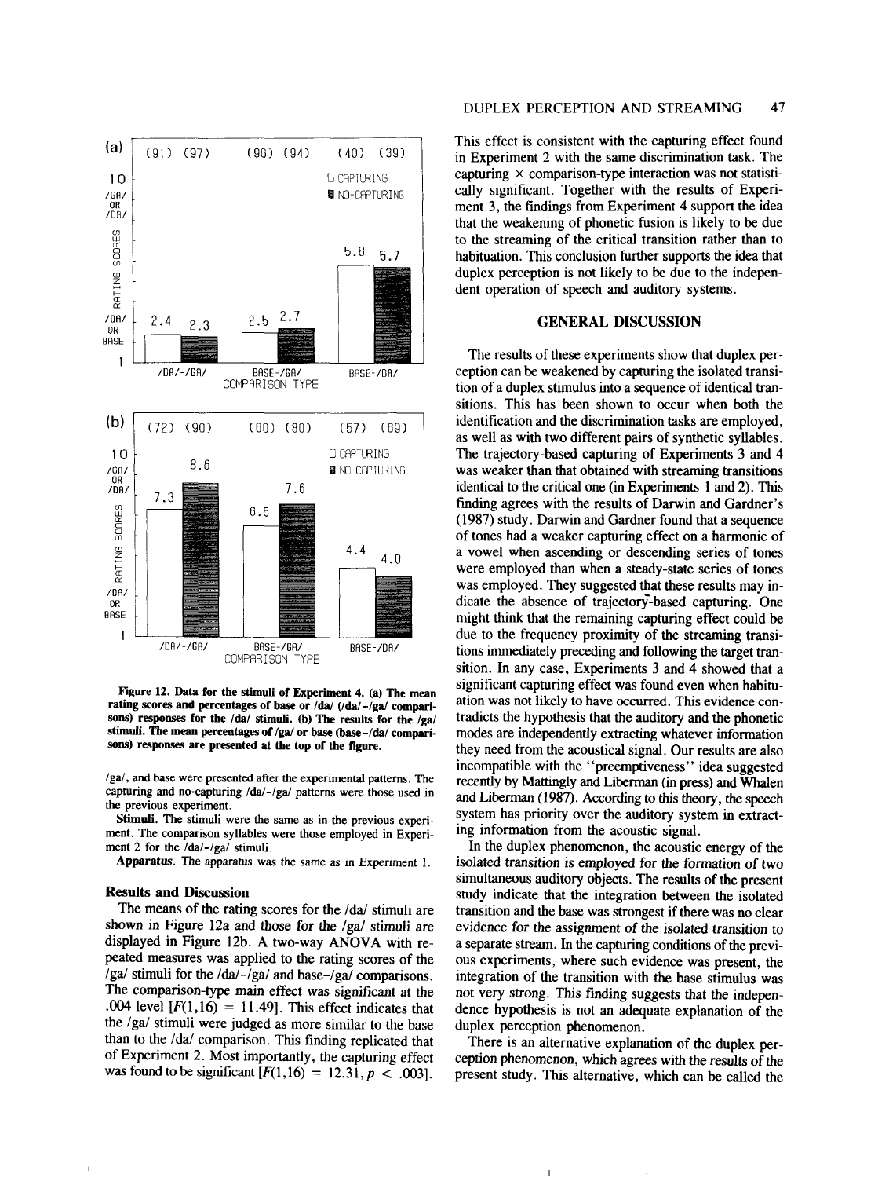(a)

(91) (97) (96) (94) (40) (39)

10

/GA/
OR
/DA/

RATING SCORES

/DA/
OR
BASE

1

☐ CAPTURING
■ NO-CAPTURING

5.8 5.7

2.4 2.3 2.5 2.7

/DA/-/GA/ BASE-/GA/ BASE-/DA/

COMPARISON TYPE

(b)

(72) (90) (60) (80) (57) (69)

10

/GA/
OR
/DA/

RATING SCORES

/DA/
OR
BASE

1

☐ CAPTURING
■ NO-CAPTURING

8.6

7.3

7.6

6.5

4.4 4.0

/DA/-/GA/ BASE-/GA/ BASE-/DA/

COMPARISON TYPE

**Figure 12. Data for the stimuli of Experiment 4. (a) The mean rating scores and percentages of base or /da/ (/da/–/ga/ comparisons) responses for the /da/ stimuli. (b) The results for the /ga/ stimuli. The mean percentages of /ga/ or base (base–/da/ comparisons) responses are presented at the top of the figure.**

/ga/, and base were presented after the experimental patterns. The capturing and no-capturing /da/–/ga/ patterns were those used in the previous experiment.

**Stimuli.** The stimuli were the same as in the previous experiment. The comparison syllables were those employed in Experiment 2 for the /da/–/ga/ stimuli.

**Apparatus.** The apparatus was the same as in Experiment 1.

### Results and Discussion

The means of the rating scores for the /da/ stimuli are shown in Figure 12a and those for the /ga/ stimuli are displayed in Figure 12b. A two-way ANOVA with repeated measures was applied to the rating scores of the /ga/ stimuli for the /da/–/ga/ and base–/ga/ comparisons. The comparison-type main effect was significant at the .004 level [$F(1,16) = 11.49$]. This effect indicates that the /ga/ stimuli were judged as more similar to the base than to the /da/ comparison. This finding replicated that of Experiment 2. Most importantly, the capturing effect was found to be significant [$F(1,16) = 12.31, p < .003$]. This effect is consistent with the capturing effect found in Experiment 2 with the same discrimination task. The capturing × comparison-type interaction was not statistically significant. Together with the results of Experiment 3, the findings from Experiment 4 support the idea that the weakening of phonetic fusion is likely to be due to the streaming of the critical transition rather than to habituation. This conclusion further supports the idea that duplex perception is not likely to be due to the independent operation of speech and auditory systems.

## GENERAL DISCUSSION

The results of these experiments show that duplex perception can be weakened by capturing the isolated transition of a duplex stimulus into a sequence of identical transitions. This has been shown to occur when both the identification and the discrimination tasks are employed, as well as with two different pairs of synthetic syllables. The trajectory-based capturing of Experiments 3 and 4 was weaker than that obtained with streaming transitions identical to the critical one (in Experiments 1 and 2). This finding agrees with the results of Darwin and Gardner's (1987) study. Darwin and Gardner found that a sequence of tones had a weaker capturing effect on a harmonic of a vowel when ascending or descending series of tones were employed than when a steady-state series of tones was employed. They suggested that these results may indicate the absence of trajectory-based capturing. One might think that the remaining capturing effect could be due to the frequency proximity of the streaming transitions immediately preceding and following the target transition. In any case, Experiments 3 and 4 showed that a significant capturing effect was found even when habituation was not likely to have occurred. This evidence contradicts the hypothesis that the auditory and the phonetic modes are independently extracting whatever information they need from the acoustical signal. Our results are also incompatible with the "preemptiveness" idea suggested recently by Mattingly and Liberman (in press) and Whalen and Liberman (1987). According to this theory, the speech system has priority over the auditory system in extracting information from the acoustic signal.

In the duplex phenomenon, the acoustic energy of the isolated transition is employed for the formation of two simultaneous auditory objects. The results of the present study indicate that the integration between the isolated transition and the base was strongest if there was no clear evidence for the assignment of the isolated transition to a separate stream. In the capturing conditions of the previous experiments, where such evidence was present, the integration of the transition with the base stimulus was not very strong. This finding suggests that the independence hypothesis is not an adequate explanation of the duplex perception phenomenon.

There is an alternative explanation of the duplex perception phenomenon, which agrees with the results of the present study. This alternative, which can be called the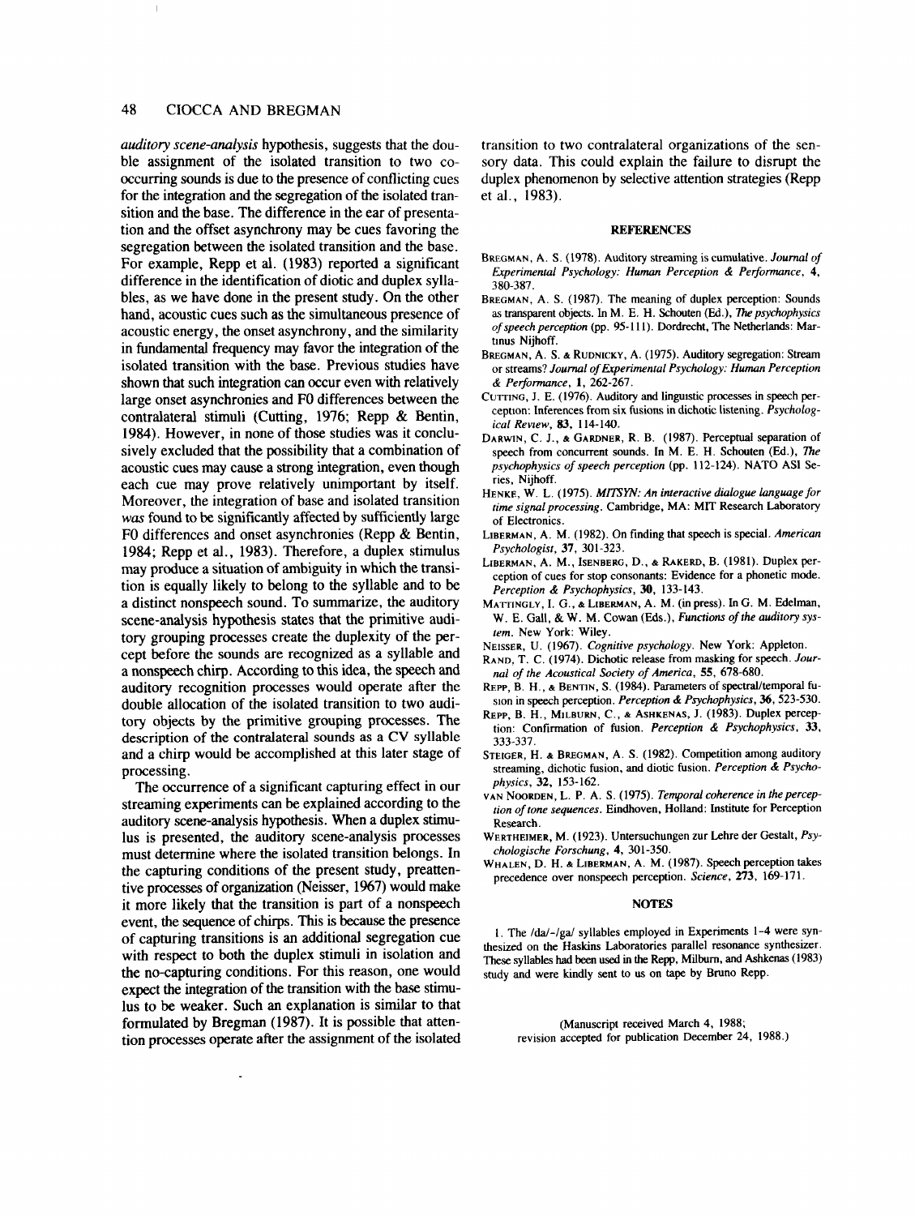*auditory scene-analysis* hypothesis, suggests that the double assignment of the isolated transition to two co-occurring sounds is due to the presence of conflicting cues for the integration and the segregation of the isolated transition and the base. The difference in the ear of presentation and the offset asynchrony may be cues favoring the segregation between the isolated transition and the base. For example, Repp et al. (1983) reported a significant difference in the identification of diotic and duplex syllables, as we have done in the present study. On the other hand, acoustic cues such as the simultaneous presence of acoustic energy, the onset asynchrony, and the similarity in fundamental frequency may favor the integration of the isolated transition with the base. Previous studies have shown that such integration can occur even with relatively large onset asynchronies and F0 differences between the contralateral stimuli (Cutting, 1976; Repp & Bentin, 1984). However, in none of those studies was it conclusively excluded that the possibility that a combination of acoustic cues may cause a strong integration, even though each cue may prove relatively unimportant by itself. Moreover, the integration of base and isolated transition *was* found to be significantly affected by sufficiently large F0 differences and onset asynchronies (Repp & Bentin, 1984; Repp et al., 1983). Therefore, a duplex stimulus may produce a situation of ambiguity in which the transition is equally likely to belong to the syllable and to be a distinct nonspeech sound. To summarize, the auditory scene-analysis hypothesis states that the primitive auditory grouping processes create the duplexity of the percept before the sounds are recognized as a syllable and a nonspeech chirp. According to this idea, the speech and auditory recognition processes would operate after the double allocation of the isolated transition to two auditory objects by the primitive grouping processes. The description of the contralateral sounds as a CV syllable and a chirp would be accomplished at this later stage of processing.

The occurrence of a significant capturing effect in our streaming experiments can be explained according to the auditory scene-analysis hypothesis. When a duplex stimulus is presented, the auditory scene-analysis processes must determine where the isolated transition belongs. In the capturing conditions of the present study, preattentive processes of organization (Neisser, 1967) would make it more likely that the transition is part of a nonspeech event, the sequence of chirps. This is because the presence of capturing transitions is an additional segregation cue with respect to both the duplex stimuli in isolation and the no-capturing conditions. For this reason, one would expect the integration of the transition with the base stimulus to be weaker. Such an explanation is similar to that formulated by Bregman (1987). It is possible that attention processes operate after the assignment of the isolated transition to two contralateral organizations of the sensory data. This could explain the failure to disrupt the duplex phenomenon by selective attention strategies (Repp et al., 1983).

## REFERENCES

Bregman, A. S. (1978). Auditory streaming is cumulative. *Journal of Experimental Psychology: Human Perception & Performance*, **4**, 380-387.

Bregman, A. S. (1987). The meaning of duplex perception: Sounds as transparent objects. In M. E. H. Schouten (Ed.), *The psychophysics of speech perception* (pp. 95-111). Dordrecht, The Netherlands: Martinus Nijhoff.

Bregman, A. S. & Rudnicky, A. (1975). Auditory segregation: Stream or streams? *Journal of Experimental Psychology: Human Perception & Performance*, **1**, 262-267.

Cutting, J. E. (1976). Auditory and linguistic processes in speech perception: Inferences from six fusions in dichotic listening. *Psychological Review*, **83**, 114-140.

Darwin, C. J., & Gardner, R. B. (1987). Perceptual separation of speech from concurrent sounds. In M. E. H. Schouten (Ed.), *The psychophysics of speech perception* (pp. 112-124). NATO ASI Series, Nijhoff.

Henke, W. L. (1975). *MITSYN: An interactive dialogue language for time signal processing*. Cambridge, MA: MIT Research Laboratory of Electronics.

Liberman, A. M. (1982). On finding that speech is special. *American Psychologist*, **37**, 301-323.

Liberman, A. M., Isenberg, D., & Rakerd, B. (1981). Duplex perception of cues for stop consonants: Evidence for a phonetic mode. *Perception & Psychophysics*, **30**, 133-143.

Mattingly, I. G., & Liberman, A. M. (in press). In G. M. Edelman, W. E. Gall, & W. M. Cowan (Eds.), *Functions of the auditory system*. New York: Wiley.

Neisser, U. (1967). *Cognitive psychology*. New York: Appleton.

Rand, T. C. (1974). Dichotic release from masking for speech. *Journal of the Acoustical Society of America*, **55**, 678-680.

Repp, B. H., & Bentin, S. (1984). Parameters of spectral/temporal fusion in speech perception. *Perception & Psychophysics*, **36**, 523-530.

Repp, B. H., Milburn, C., & Ashkenas, J. (1983). Duplex perception: Confirmation of fusion. *Perception & Psychophysics*, **33**, 333-337.

Steiger, H. & Bregman, A. S. (1982). Competition among auditory streaming, dichotic fusion, and diotic fusion. *Perception & Psychophysics*, **32**, 153-162.

van Noorden, L. P. A. S. (1975). *Temporal coherence in the perception of tone sequences*. Eindhoven, Holland: Institute for Perception Research.

Wertheimer, M. (1923). Untersuchungen zur Lehre der Gestalt, *Psychologische Forschung*, **4**, 301-350.

Whalen, D. H. & Liberman, A. M. (1987). Speech perception takes precedence over nonspeech perception. *Science*, **273**, 169-171.

## NOTES

1. The /da/-/ga/ syllables employed in Experiments 1-4 were synthesized on the Haskins Laboratories parallel resonance synthesizer. These syllables had been used in the Repp, Milburn, and Ashkenas (1983) study and were kindly sent to us on tape by Bruno Repp.

(Manuscript received March 4, 1988;
revision accepted for publication December 24, 1988.)